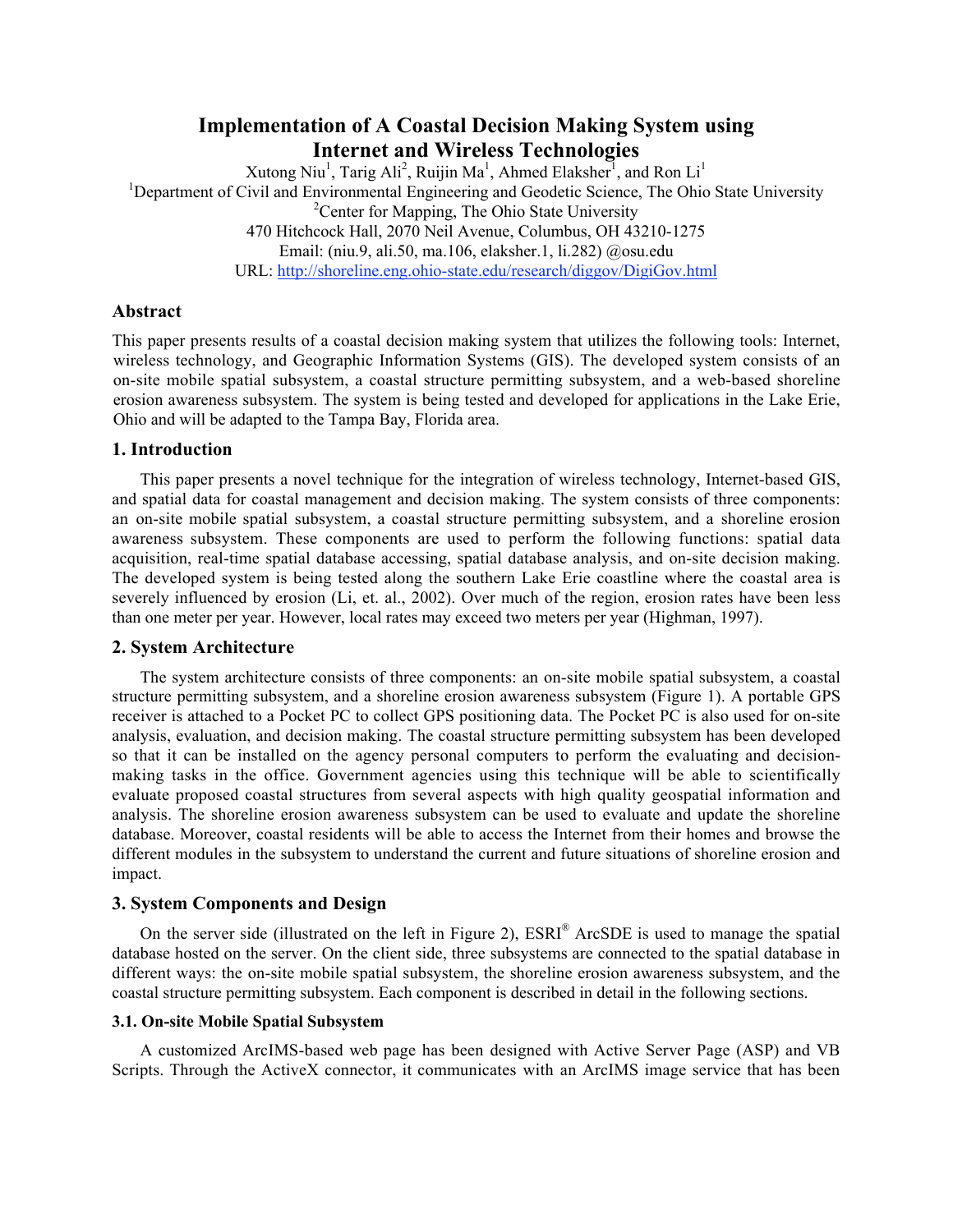# Implementation of A Coastal Decision Making System using Internet and Wireless Technologies

Xutong Niu[1], Tarig Ali[2], Ruijin Ma[1], Ahmed Elaksher[1], and Ron Li[1]

[1]Department of Civil and Environmental Engineering and Geodetic Science, The Ohio State University

[2]Center for Mapping, The Ohio State University

470 Hitchcock Hall, 2070 Neil Avenue, Columbus, OH 43210-1275

Email: (niu.9, ali.50, ma.106, elaksher.1, li.282) @osu.edu

URL: http://shoreline.eng.ohio-state.edu/research/diggov/DigiGov.html

## Abstract

This paper presents results of a coastal decision making system that utilizes the following tools: Internet, wireless technology, and Geographic Information Systems (GIS). The developed system consists of an on-site mobile spatial subsystem, a coastal structure permitting subsystem, and a web-based shoreline erosion awareness subsystem. The system is being tested and developed for applications in the Lake Erie, Ohio and will be adapted to the Tampa Bay, Florida area.

## 1. Introduction

This paper presents a novel technique for the integration of wireless technology, Internet-based GIS, and spatial data for coastal management and decision making. The system consists of three components: an on-site mobile spatial subsystem, a coastal structure permitting subsystem, and a shoreline erosion awareness subsystem. These components are used to perform the following functions: spatial data acquisition, real-time spatial database accessing, spatial database analysis, and on-site decision making. The developed system is being tested along the southern Lake Erie coastline where the coastal area is severely influenced by erosion (Li, et. al., 2002). Over much of the region, erosion rates have been less than one meter per year. However, local rates may exceed two meters per year (Highman, 1997).

## 2. System Architecture

The system architecture consists of three components: an on-site mobile spatial subsystem, a coastal structure permitting subsystem, and a shoreline erosion awareness subsystem (Figure 1). A portable GPS receiver is attached to a Pocket PC to collect GPS positioning data. The Pocket PC is also used for on-site analysis, evaluation, and decision making. The coastal structure permitting subsystem has been developed so that it can be installed on the agency personal computers to perform the evaluating and decision-making tasks in the office. Government agencies using this technique will be able to scientifically evaluate proposed coastal structures from several aspects with high quality geospatial information and analysis. The shoreline erosion awareness subsystem can be used to evaluate and update the shoreline database. Moreover, coastal residents will be able to access the Internet from their homes and browse the different modules in the subsystem to understand the current and future situations of shoreline erosion and impact.

## 3. System Components and Design

On the server side (illustrated on the left in Figure 2), ESRI® ArcSDE is used to manage the spatial database hosted on the server. On the client side, three subsystems are connected to the spatial database in different ways: the on-site mobile spatial subsystem, the shoreline erosion awareness subsystem, and the coastal structure permitting subsystem. Each component is described in detail in the following sections.

### 3.1. On-site Mobile Spatial Subsystem

A customized ArcIMS-based web page has been designed with Active Server Page (ASP) and VB Scripts. Through the ActiveX connector, it communicates with an ArcIMS image service that has been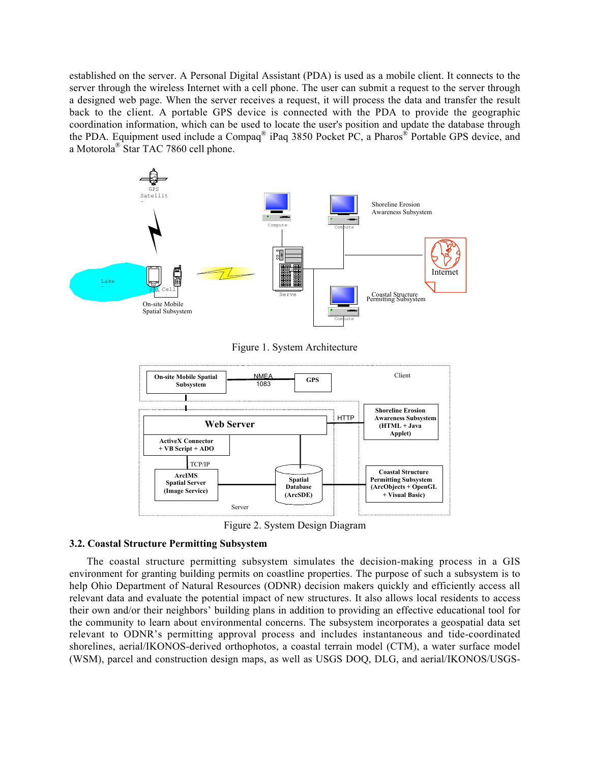established on the server. A Personal Digital Assistant (PDA) is used as a mobile client. It connects to the server through the wireless Internet with a cell phone. The user can submit a request to the server through a designed web page. When the server receives a request, it will process the data and transfer the result back to the client. A portable GPS device is connected with the PDA to provide the geographic coordination information, which can be used to locate the user's position and update the database through the PDA. Equipment used include a Compaq® iPaq 3850 Pocket PC, a Pharos® Portable GPS device, and a Motorola® Star TAC 7860 cell phone.

Figure 1. System Architecture

Figure 2. System Design Diagram

### 3.2. Coastal Structure Permitting Subsystem

The coastal structure permitting subsystem simulates the decision-making process in a GIS environment for granting building permits on coastline properties. The purpose of such a subsystem is to help Ohio Department of Natural Resources (ODNR) decision makers quickly and efficiently access all relevant data and evaluate the potential impact of new structures. It also allows local residents to access their own and/or their neighbors' building plans in addition to providing an effective educational tool for the community to learn about environmental concerns. The subsystem incorporates a geospatial data set relevant to ODNR's permitting approval process and includes instantaneous and tide-coordinated shorelines, aerial/IKONOS-derived orthophotos, a coastal terrain model (CTM), a water surface model (WSM), parcel and construction design maps, as well as USGS DOQ, DLG, and aerial/IKONOS/USGS-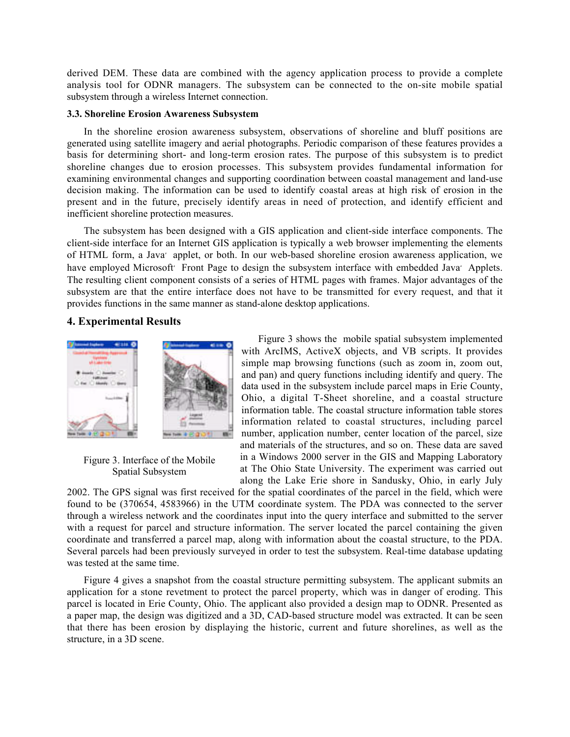derived DEM. These data are combined with the agency application process to provide a complete analysis tool for ODNR managers. The subsystem can be connected to the on-site mobile spatial subsystem through a wireless Internet connection.

### 3.3. Shoreline Erosion Awareness Subsystem

In the shoreline erosion awareness subsystem, observations of shoreline and bluff positions are generated using satellite imagery and aerial photographs. Periodic comparison of these features provides a basis for determining short- and long-term erosion rates. The purpose of this subsystem is to predict shoreline changes due to erosion processes. This subsystem provides fundamental information for examining environmental changes and supporting coordination between coastal management and land-use decision making. The information can be used to identify coastal areas at high risk of erosion in the present and in the future, precisely identify areas in need of protection, and identify efficient and inefficient shoreline protection measures.

The subsystem has been designed with a GIS application and client-side interface components. The client-side interface for an Internet GIS application is typically a web browser implementing the elements of HTML form, a Java′ applet, or both. In our web-based shoreline erosion awareness application, we have employed Microsoft′ Front Page to design the subsystem interface with embedded Java′ Applets. The resulting client component consists of a series of HTML pages with frames. Major advantages of the subsystem are that the entire interface does not have to be transmitted for every request, and that it provides functions in the same manner as stand-alone desktop applications.

## 4. Experimental Results

Figure 3. Interface of the Mobile Spatial Subsystem

Figure 3 shows the mobile spatial subsystem implemented with ArcIMS, ActiveX objects, and VB scripts. It provides simple map browsing functions (such as zoom in, zoom out, and pan) and query functions including identify and query. The data used in the subsystem include parcel maps in Erie County, Ohio, a digital T-Sheet shoreline, and a coastal structure information table. The coastal structure information table stores information related to coastal structures, including parcel number, application number, center location of the parcel, size and materials of the structures, and so on. These data are saved in a Windows 2000 server in the GIS and Mapping Laboratory at The Ohio State University. The experiment was carried out along the Lake Erie shore in Sandusky, Ohio, in early July 2002. The GPS signal was first received for the spatial coordinates of the parcel in the field, which were found to be (370654, 4583966) in the UTM coordinate system. The PDA was connected to the server through a wireless network and the coordinates input into the query interface and submitted to the server with a request for parcel and structure information. The server located the parcel containing the given coordinate and transferred a parcel map, along with information about the coastal structure, to the PDA. Several parcels had been previously surveyed in order to test the subsystem. Real-time database updating was tested at the same time.

Figure 4 gives a snapshot from the coastal structure permitting subsystem. The applicant submits an application for a stone revetment to protect the parcel property, which was in danger of eroding. This parcel is located in Erie County, Ohio. The applicant also provided a design map to ODNR. Presented as a paper map, the design was digitized and a 3D, CAD-based structure model was extracted. It can be seen that there has been erosion by displaying the historic, current and future shorelines, as well as the structure, in a 3D scene.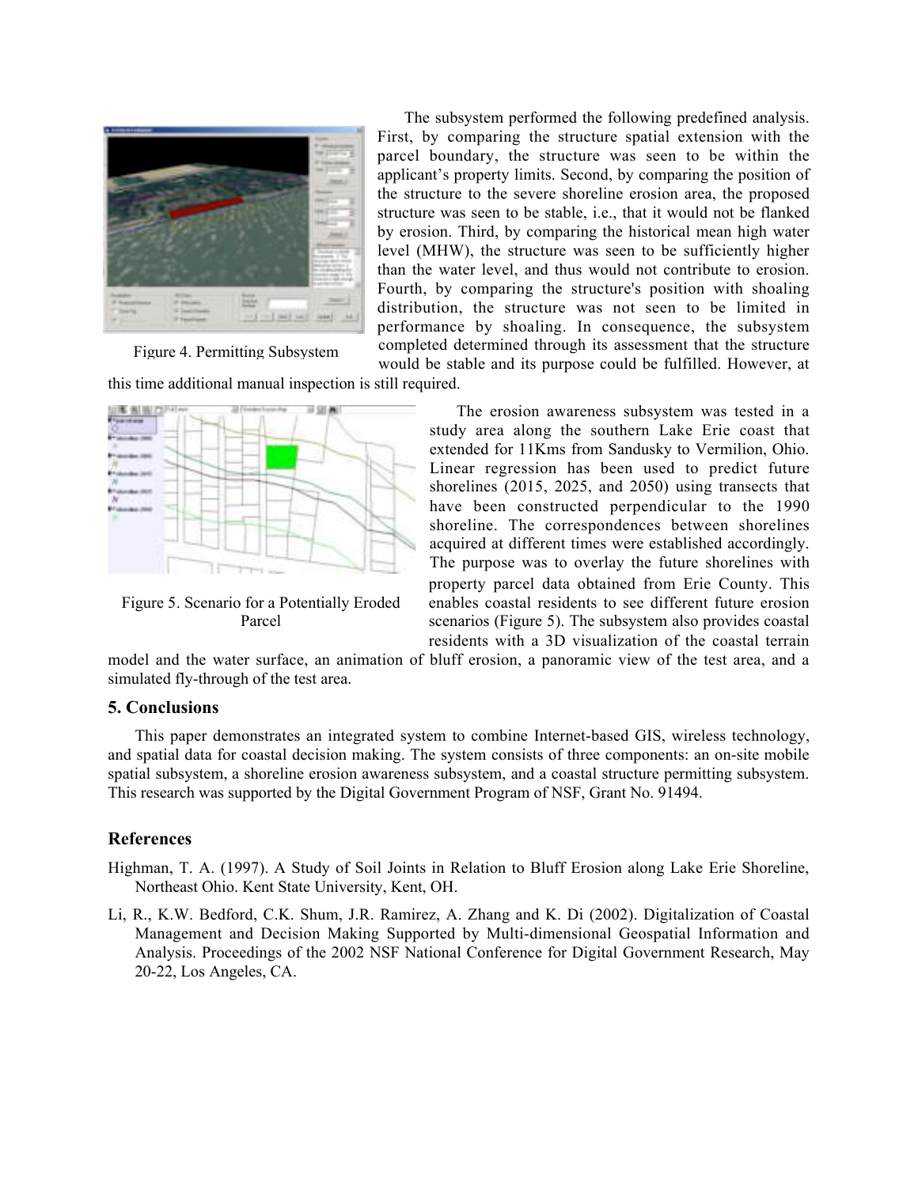The subsystem performed the following predefined analysis. First, by comparing the structure spatial extension with the parcel boundary, the structure was seen to be within the applicant's property limits. Second, by comparing the position of the structure to the severe shoreline erosion area, the proposed structure was seen to be stable, i.e., that it would not be flanked by erosion. Third, by comparing the historical mean high water level (MHW), the structure was seen to be sufficiently higher than the water level, and thus would not contribute to erosion. Fourth, by comparing the structure's position with shoaling distribution, the structure was not seen to be limited in performance by shoaling. In consequence, the subsystem completed determined through its assessment that the structure would be stable and its purpose could be fulfilled. However, at this time additional manual inspection is still required.

Figure 4. Permitting Subsystem

The erosion awareness subsystem was tested in a study area along the southern Lake Erie coast that extended for 11Kms from Sandusky to Vermilion, Ohio. Linear regression has been used to predict future shorelines (2015, 2025, and 2050) using transects that have been constructed perpendicular to the 1990 shoreline. The correspondences between shorelines acquired at different times were established accordingly. The purpose was to overlay the future shorelines with property parcel data obtained from Erie County. This enables coastal residents to see different future erosion scenarios (Figure 5). The subsystem also provides coastal residents with a 3D visualization of the coastal terrain model and the water surface, an animation of bluff erosion, a panoramic view of the test area, and a simulated fly-through of the test area.

Figure 5. Scenario for a Potentially Eroded Parcel

## 5. Conclusions

This paper demonstrates an integrated system to combine Internet-based GIS, wireless technology, and spatial data for coastal decision making. The system consists of three components: an on-site mobile spatial subsystem, a shoreline erosion awareness subsystem, and a coastal structure permitting subsystem. This research was supported by the Digital Government Program of NSF, Grant No. 91494.

## References

Highman, T. A. (1997). A Study of Soil Joints in Relation to Bluff Erosion along Lake Erie Shoreline, Northeast Ohio. Kent State University, Kent, OH.

Li, R., K.W. Bedford, C.K. Shum, J.R. Ramirez, A. Zhang and K. Di (2002). Digitalization of Coastal Management and Decision Making Supported by Multi-dimensional Geospatial Information and Analysis. Proceedings of the 2002 NSF National Conference for Digital Government Research, May 20-22, Los Angeles, CA.